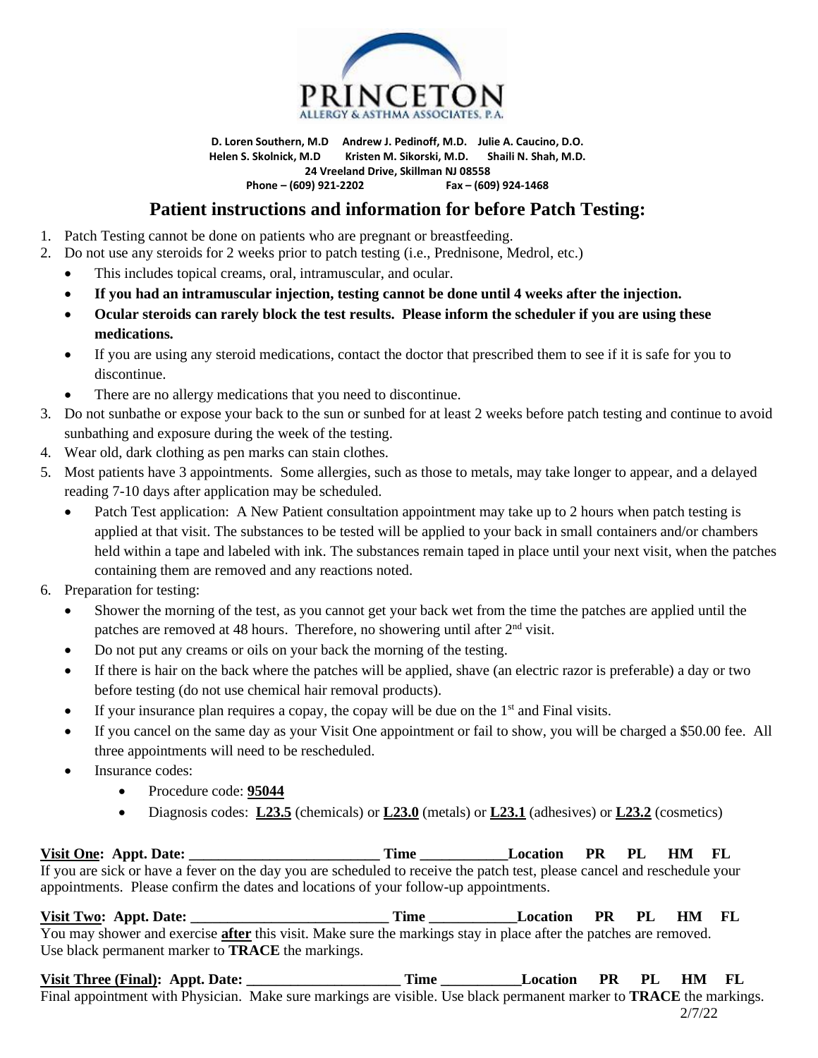**PRINCETON**
ALLERGY & ASTHMA ASSOCIATES, P.A.

**D. Loren Southern, M.D Andrew J. Pedinoff, M.D. Julie A. Caucino, D.O.**
**Helen S. Skolnick, M.D Kristen M. Sikorski, M.D. Shaili N. Shah, M.D.**
**24 Vreeland Drive, Skillman NJ 08558**
**Phone – (609) 921-2202 Fax – (609) 924-1468**

# Patient instructions and information for before Patch Testing:

1. Patch Testing cannot be done on patients who are pregnant or breastfeeding.
2. Do not use any steroids for 2 weeks prior to patch testing (i.e., Prednisone, Medrol, etc.)
   - This includes topical creams, oral, intramuscular, and ocular.
   - **If you had an intramuscular injection, testing cannot be done until 4 weeks after the injection.**
   - **Ocular steroids can rarely block the test results. Please inform the scheduler if you are using these medications.**
   - If you are using any steroid medications, contact the doctor that prescribed them to see if it is safe for you to discontinue.
   - There are no allergy medications that you need to discontinue.
3. Do not sunbathe or expose your back to the sun or sunbed for at least 2 weeks before patch testing and continue to avoid sunbathing and exposure during the week of the testing.
4. Wear old, dark clothing as pen marks can stain clothes.
5. Most patients have 3 appointments. Some allergies, such as those to metals, may take longer to appear, and a delayed reading 7-10 days after application may be scheduled.
   - Patch Test application: A New Patient consultation appointment may take up to 2 hours when patch testing is applied at that visit. The substances to be tested will be applied to your back in small containers and/or chambers held within a tape and labeled with ink. The substances remain taped in place until your next visit, when the patches containing them are removed and any reactions noted.
6. Preparation for testing:
   - Shower the morning of the test, as you cannot get your back wet from the time the patches are applied until the patches are removed at 48 hours. Therefore, no showering until after 2nd visit.
   - Do not put any creams or oils on your back the morning of the testing.
   - If there is hair on the back where the patches will be applied, shave (an electric razor is preferable) a day or two before testing (do not use chemical hair removal products).
   - If your insurance plan requires a copay, the copay will be due on the 1st and Final visits.
   - If you cancel on the same day as your Visit One appointment or fail to show, you will be charged a $50.00 fee. All three appointments will need to be rescheduled.
   - Insurance codes:
     - Procedure code: **95044**
     - Diagnosis codes: **L23.5** (chemicals) or **L23.0** (metals) or **L23.1** (adhesives) or **L23.2** (cosmetics)

**Visit One: Appt. Date: __________________________ Time ___________Location PR PL HM FL**
If you are sick or have a fever on the day you are scheduled to receive the patch test, please cancel and reschedule your appointments. Please confirm the dates and locations of your follow-up appointments.

**Visit Two: Appt. Date: ___________________________ Time ___________Location PR PL HM FL**
You may shower and exercise **after** this visit. Make sure the markings stay in place after the patches are removed. Use black permanent marker to **TRACE** the markings.

**Visit Three (Final): Appt. Date: ____________________ Time __________Location PR PL HM FL**
Final appointment with Physician. Make sure markings are visible. Use black permanent marker to **TRACE** the markings.

2/7/22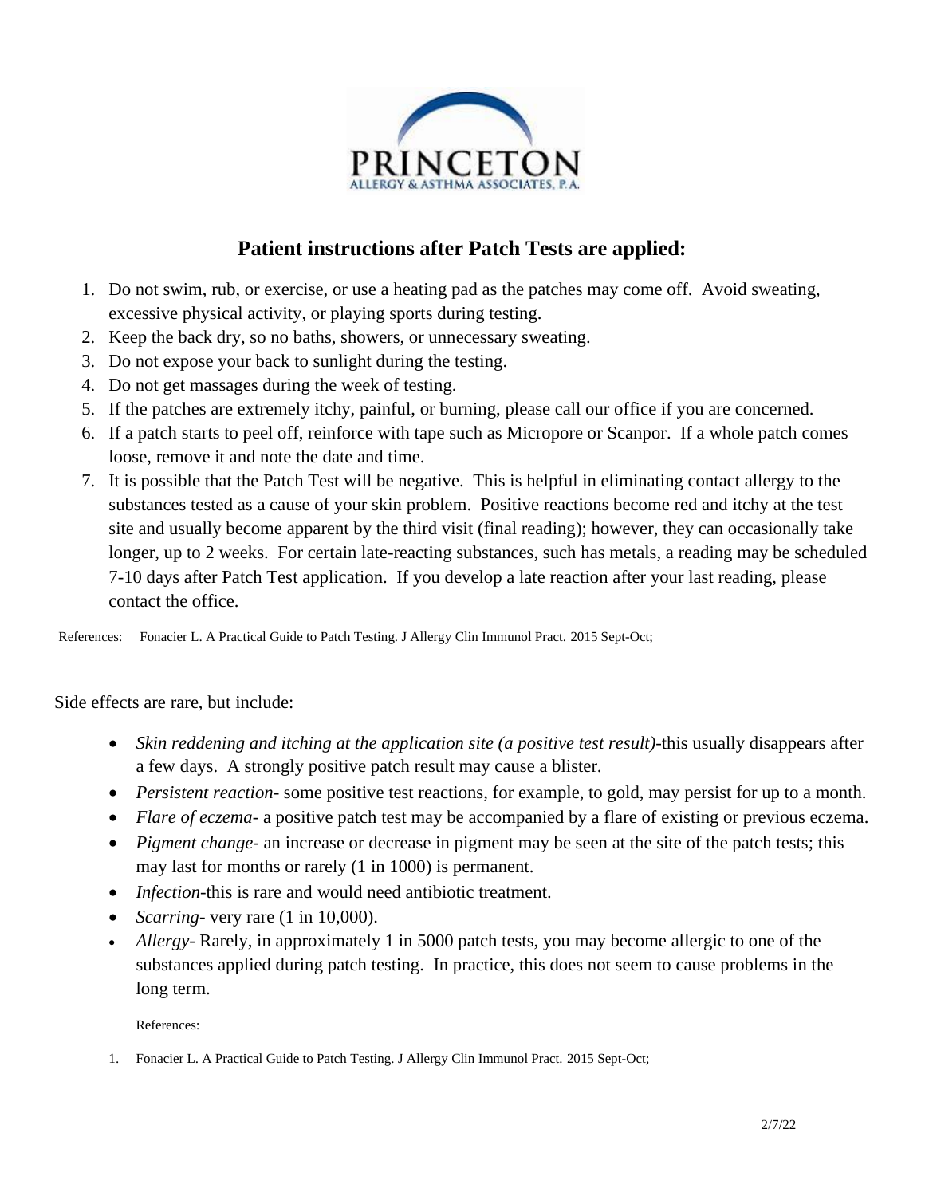PRINCETON
ALLERGY & ASTHMA ASSOCIATES, P.A.

## Patient instructions after Patch Tests are applied:

1. Do not swim, rub, or exercise, or use a heating pad as the patches may come off. Avoid sweating, excessive physical activity, or playing sports during testing.
2. Keep the back dry, so no baths, showers, or unnecessary sweating.
3. Do not expose your back to sunlight during the testing.
4. Do not get massages during the week of testing.
5. If the patches are extremely itchy, painful, or burning, please call our office if you are concerned.
6. If a patch starts to peel off, reinforce with tape such as Micropore or Scanpor. If a whole patch comes loose, remove it and note the date and time.
7. It is possible that the Patch Test will be negative. This is helpful in eliminating contact allergy to the substances tested as a cause of your skin problem. Positive reactions become red and itchy at the test site and usually become apparent by the third visit (final reading); however, they can occasionally take longer, up to 2 weeks. For certain late-reacting substances, such has metals, a reading may be scheduled 7-10 days after Patch Test application. If you develop a late reaction after your last reading, please contact the office.

References: Fonacier L. A Practical Guide to Patch Testing. J Allergy Clin Immunol Pract. 2015 Sept-Oct;

Side effects are rare, but include:

- *Skin reddening and itching at the application site (a positive test result)*-this usually disappears after a few days. A strongly positive patch result may cause a blister.
- *Persistent reaction*- some positive test reactions, for example, to gold, may persist for up to a month.
- *Flare of eczema*- a positive patch test may be accompanied by a flare of existing or previous eczema.
- *Pigment change*- an increase or decrease in pigment may be seen at the site of the patch tests; this may last for months or rarely (1 in 1000) is permanent.
- *Infection*-this is rare and would need antibiotic treatment.
- *Scarring*- very rare (1 in 10,000).
- *Allergy*- Rarely, in approximately 1 in 5000 patch tests, you may become allergic to one of the substances applied during patch testing. In practice, this does not seem to cause problems in the long term.

References:

1. Fonacier L. A Practical Guide to Patch Testing. J Allergy Clin Immunol Pract. 2015 Sept-Oct;

2/7/22